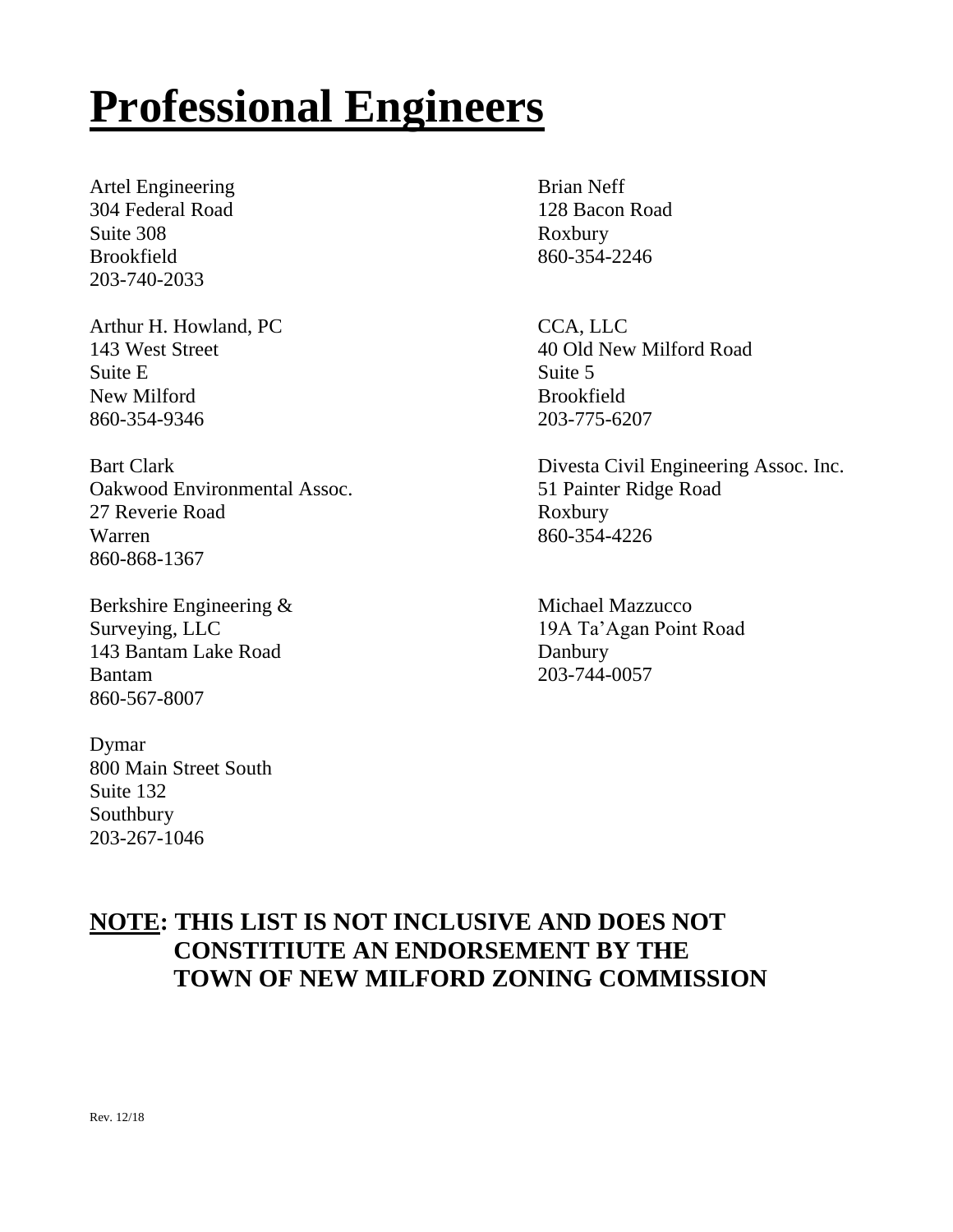# Professional Engineers

Artel Engineering
304 Federal Road
Suite 308
Brookfield
203-740-2033

Arthur H. Howland, PC
143 West Street
Suite E
New Milford
860-354-9346

Bart Clark
Oakwood Environmental Assoc.
27 Reverie Road
Warren
860-868-1367

Berkshire Engineering &
Surveying, LLC
143 Bantam Lake Road
Bantam
860-567-8007

Dymar
800 Main Street South
Suite 132
Southbury
203-267-1046

Brian Neff
128 Bacon Road
Roxbury
860-354-2246

CCA, LLC
40 Old New Milford Road
Suite 5
Brookfield
203-775-6207

Divesta Civil Engineering Assoc. Inc.
51 Painter Ridge Road
Roxbury
860-354-4226

Michael Mazzucco
19A Ta'Agan Point Road
Danbury
203-744-0057

## **NOTE: THIS LIST IS NOT INCLUSIVE AND DOES NOT CONSTITIUTE AN ENDORSEMENT BY THE TOWN OF NEW MILFORD ZONING COMMISSION**

Rev. 12/18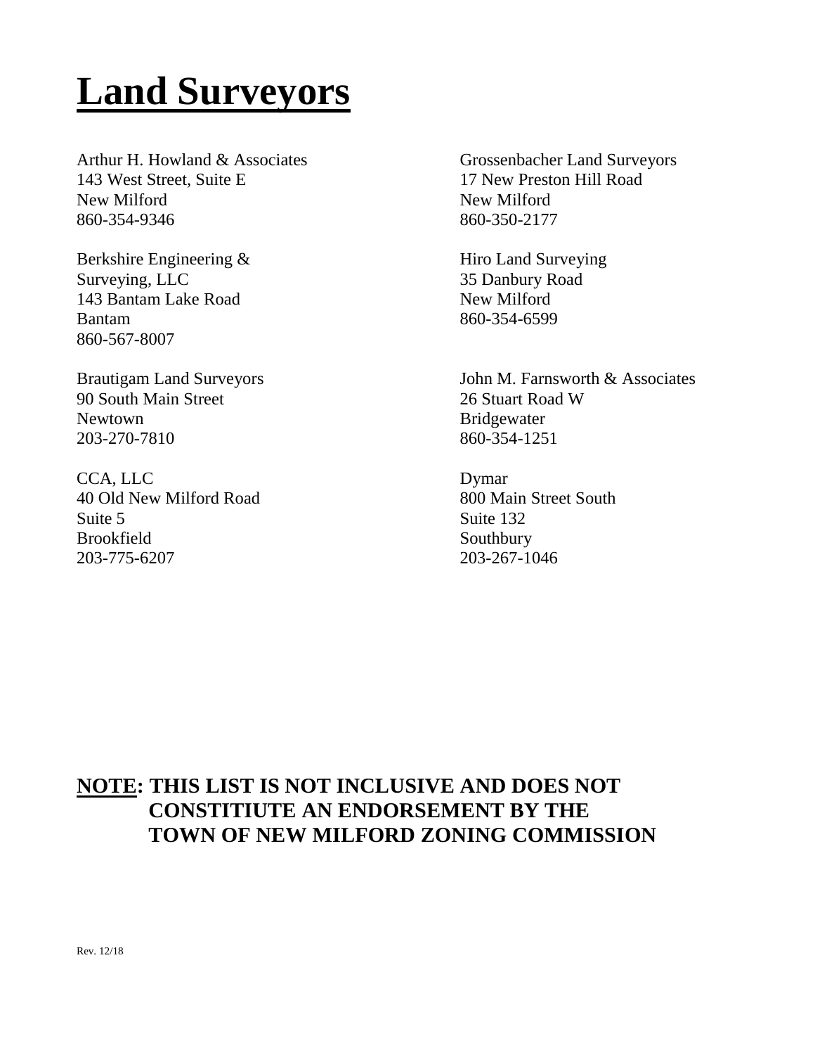# Land Surveyors

Arthur H. Howland & Associates
143 West Street, Suite E
New Milford
860-354-9346

Berkshire Engineering &
Surveying, LLC
143 Bantam Lake Road
Bantam
860-567-8007

Brautigam Land Surveyors
90 South Main Street
Newtown
203-270-7810

CCA, LLC
40 Old New Milford Road
Suite 5
Brookfield
203-775-6207

Grossenbacher Land Surveyors
17 New Preston Hill Road
New Milford
860-350-2177

Hiro Land Surveying
35 Danbury Road
New Milford
860-354-6599

John M. Farnsworth & Associates
26 Stuart Road W
Bridgewater
860-354-1251

Dymar
800 Main Street South
Suite 132
Southbury
203-267-1046

**NOTE: THIS LIST IS NOT INCLUSIVE AND DOES NOT CONSTITIUTE AN ENDORSEMENT BY THE TOWN OF NEW MILFORD ZONING COMMISSION**

Rev. 12/18